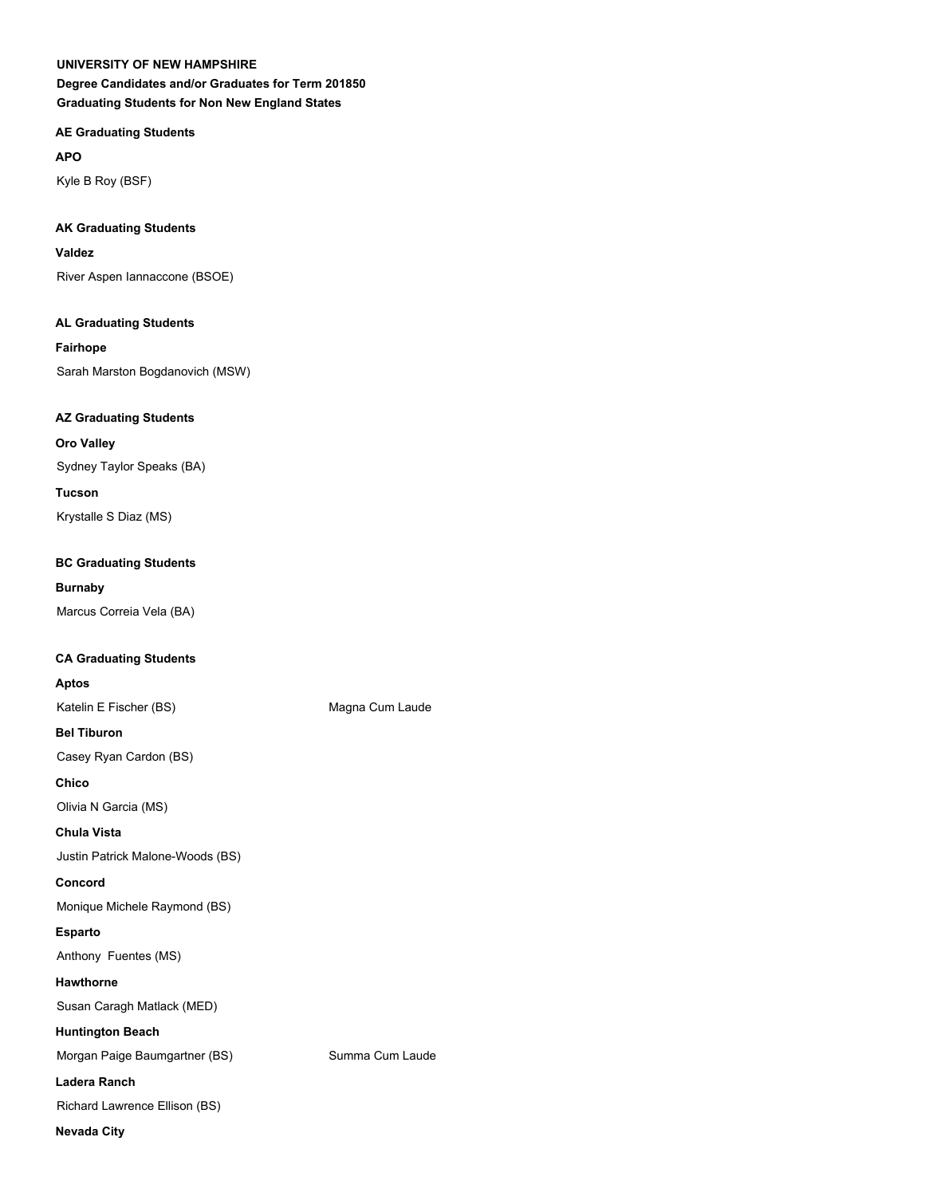**UNIVERSITY OF NEW HAMPSHIRE**

**Degree Candidates and/or Graduates for Term 201850**

**Graduating Students for Non New England States**

## AE Graduating Students

**APO**

Kyle B Roy (BSF)

## AK Graduating Students

**Valdez**

River Aspen Iannaccone (BSOE)

## AL Graduating Students

**Fairhope**

Sarah Marston Bogdanovich (MSW)

## AZ Graduating Students

**Oro Valley**

Sydney Taylor Speaks (BA)

**Tucson**

Krystalle S Diaz (MS)

## BC Graduating Students

**Burnaby**

Marcus Correia Vela (BA)

## CA Graduating Students

**Aptos**

Katelin E Fischer (BS) Magna Cum Laude

**Bel Tiburon**

Casey Ryan Cardon (BS)

**Chico**

Olivia N Garcia (MS)

**Chula Vista**

Justin Patrick Malone-Woods (BS)

**Concord**

Monique Michele Raymond (BS)

**Esparto**

Anthony Fuentes (MS)

**Hawthorne**

Susan Caragh Matlack (MED)

**Huntington Beach**

Morgan Paige Baumgartner (BS) Summa Cum Laude

**Ladera Ranch**

Richard Lawrence Ellison (BS)

**Nevada City**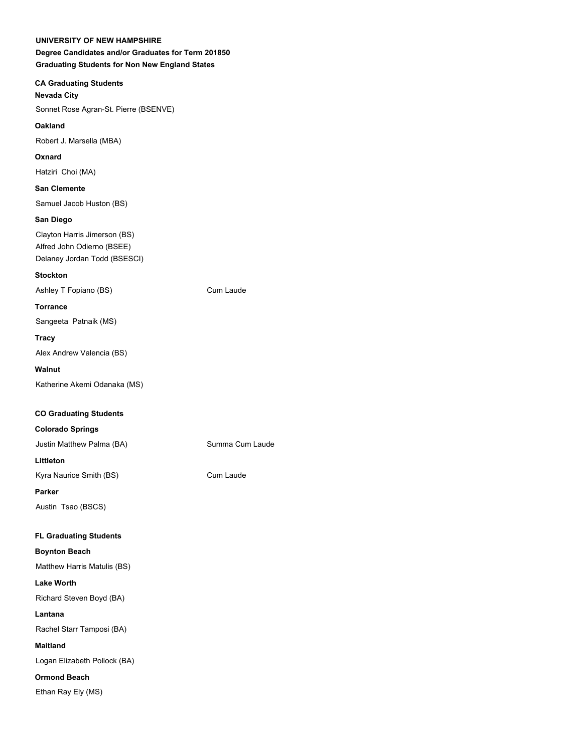**UNIVERSITY OF NEW HAMPSHIRE**

**Degree Candidates and/or Graduates for Term 201850**

**Graduating Students for Non New England States**

## CA Graduating Students

### Nevada City

Sonnet Rose Agran-St. Pierre (BSENVE)

### Oakland

Robert J. Marsella (MBA)

### Oxnard

Hatziri Choi (MA)

### San Clemente

Samuel Jacob Huston (BS)

### San Diego

Clayton Harris Jimerson (BS)
Alfred John Odierno (BSEE)
Delaney Jordan Todd (BSESCI)

### Stockton

Ashley T Fopiano (BS) — Cum Laude

### Torrance

Sangeeta Patnaik (MS)

### Tracy

Alex Andrew Valencia (BS)

### Walnut

Katherine Akemi Odanaka (MS)

## CO Graduating Students

### Colorado Springs

Justin Matthew Palma (BA) — Summa Cum Laude

### Littleton

Kyra Naurice Smith (BS) — Cum Laude

### Parker

Austin Tsao (BSCS)

## FL Graduating Students

### Boynton Beach

Matthew Harris Matulis (BS)

### Lake Worth

Richard Steven Boyd (BA)

### Lantana

Rachel Starr Tamposi (BA)

### Maitland

Logan Elizabeth Pollock (BA)

### Ormond Beach

Ethan Ray Ely (MS)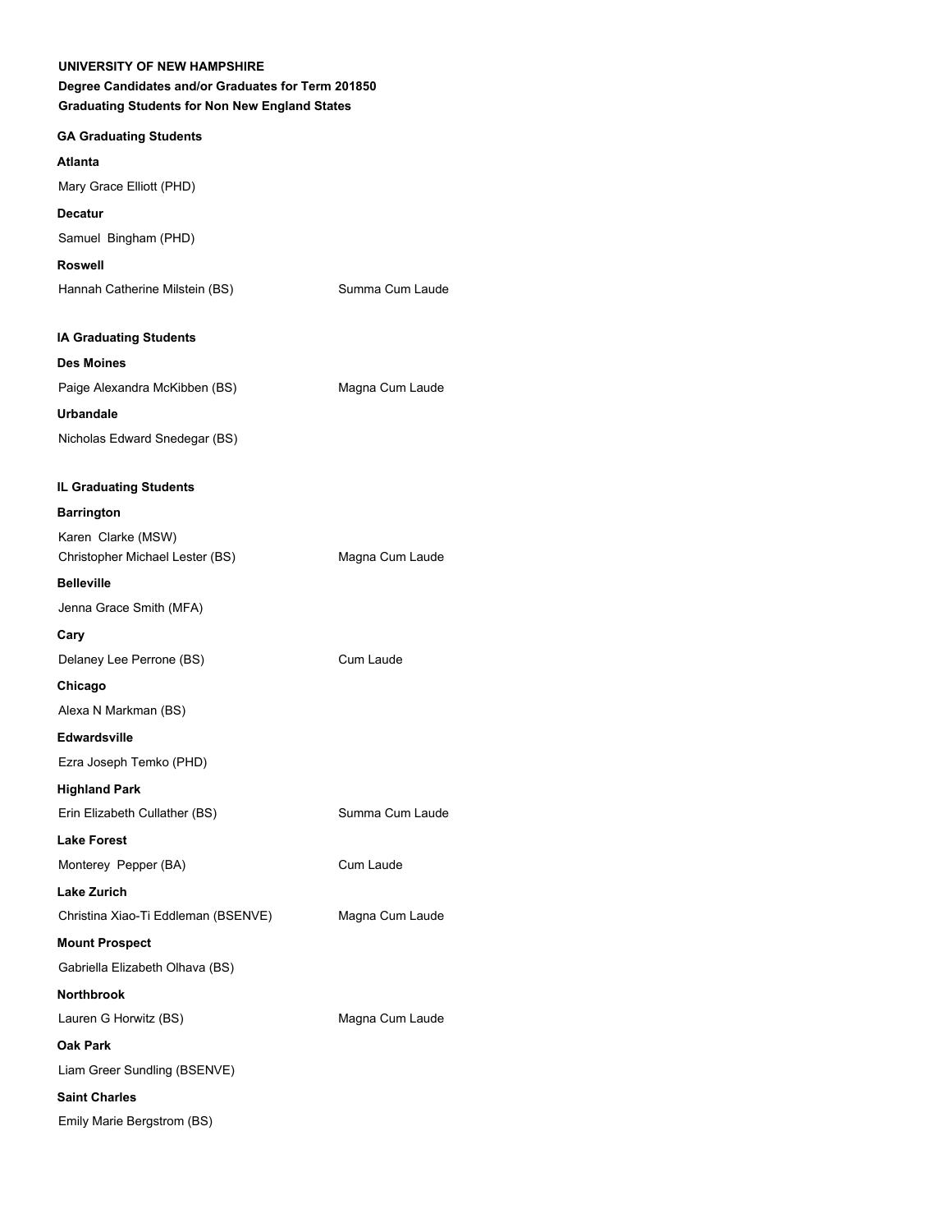**UNIVERSITY OF NEW HAMPSHIRE**

**Degree Candidates and/or Graduates for Term 201850**

**Graduating Students for Non New England States**

**GA Graduating Students**

**Atlanta**

Mary Grace Elliott (PHD)

**Decatur**

Samuel Bingham (PHD)

**Roswell**

Hannah Catherine Milstein (BS) — Summa Cum Laude

**IA Graduating Students**

**Des Moines**

Paige Alexandra McKibben (BS) — Magna Cum Laude

**Urbandale**

Nicholas Edward Snedegar (BS)

**IL Graduating Students**

**Barrington**

Karen Clarke (MSW)

Christopher Michael Lester (BS) — Magna Cum Laude

**Belleville**

Jenna Grace Smith (MFA)

**Cary**

Delaney Lee Perrone (BS) — Cum Laude

**Chicago**

Alexa N Markman (BS)

**Edwardsville**

Ezra Joseph Temko (PHD)

**Highland Park**

Erin Elizabeth Cullather (BS) — Summa Cum Laude

**Lake Forest**

Monterey Pepper (BA) — Cum Laude

**Lake Zurich**

Christina Xiao-Ti Eddleman (BSENVE) — Magna Cum Laude

**Mount Prospect**

Gabriella Elizabeth Olhava (BS)

**Northbrook**

Lauren G Horwitz (BS) — Magna Cum Laude

**Oak Park**

Liam Greer Sundling (BSENVE)

**Saint Charles**

Emily Marie Bergstrom (BS)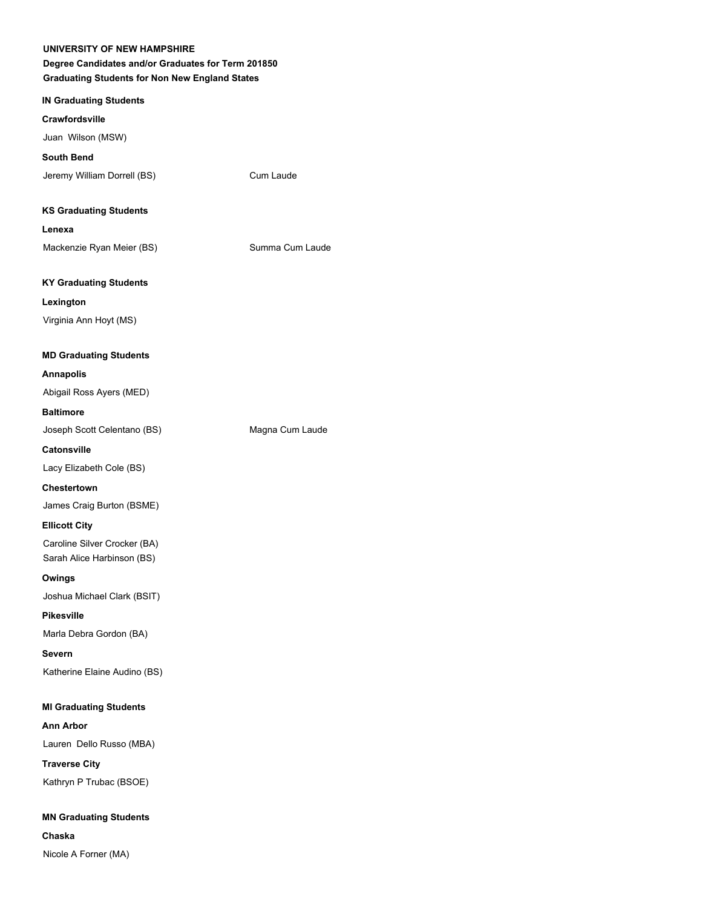**UNIVERSITY OF NEW HAMPSHIRE**

**Degree Candidates and/or Graduates for Term 201850**

**Graduating Students for Non New England States**

### IN Graduating Students

**Crawfordsville**

Juan Wilson (MSW)

**South Bend**

Jeremy William Dorrell (BS) Cum Laude

### KS Graduating Students

**Lenexa**

Mackenzie Ryan Meier (BS) Summa Cum Laude

### KY Graduating Students

**Lexington**

Virginia Ann Hoyt (MS)

### MD Graduating Students

**Annapolis**

Abigail Ross Ayers (MED)

**Baltimore**

Joseph Scott Celentano (BS) Magna Cum Laude

**Catonsville**

Lacy Elizabeth Cole (BS)

**Chestertown**

James Craig Burton (BSME)

**Ellicott City**

Caroline Silver Crocker (BA)
Sarah Alice Harbinson (BS)

**Owings**

Joshua Michael Clark (BSIT)

**Pikesville**

Marla Debra Gordon (BA)

**Severn**

Katherine Elaine Audino (BS)

### MI Graduating Students

**Ann Arbor**

Lauren Dello Russo (MBA)

**Traverse City**

Kathryn P Trubac (BSOE)

### MN Graduating Students

**Chaska**

Nicole A Forner (MA)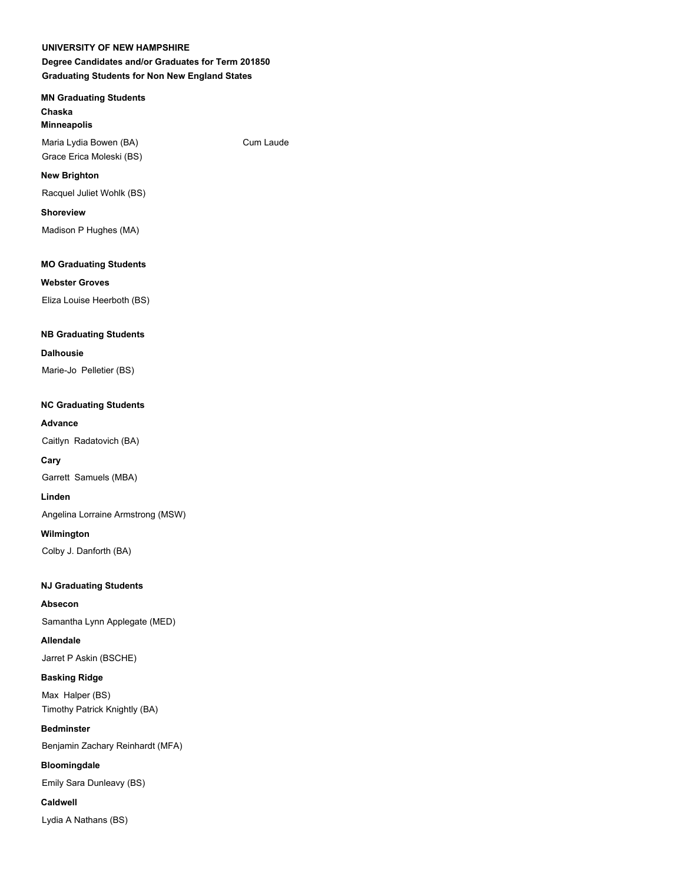**UNIVERSITY OF NEW HAMPSHIRE**

**Degree Candidates and/or Graduates for Term 201850**

**Graduating Students for Non New England States**

**MN Graduating Students**

**Chaska**

**Minneapolis**

Maria Lydia Bowen (BA) Cum Laude

Grace Erica Moleski (BS)

**New Brighton**

Racquel Juliet Wohlk (BS)

**Shoreview**

Madison P Hughes (MA)

**MO Graduating Students**

**Webster Groves**

Eliza Louise Heerboth (BS)

**NB Graduating Students**

**Dalhousie**

Marie-Jo Pelletier (BS)

**NC Graduating Students**

**Advance**

Caitlyn Radatovich (BA)

**Cary**

Garrett Samuels (MBA)

**Linden**

Angelina Lorraine Armstrong (MSW)

**Wilmington**

Colby J. Danforth (BA)

**NJ Graduating Students**

**Absecon**

Samantha Lynn Applegate (MED)

**Allendale**

Jarret P Askin (BSCHE)

**Basking Ridge**

Max Halper (BS)

Timothy Patrick Knightly (BA)

**Bedminster**

Benjamin Zachary Reinhardt (MFA)

**Bloomingdale**

Emily Sara Dunleavy (BS)

**Caldwell**

Lydia A Nathans (BS)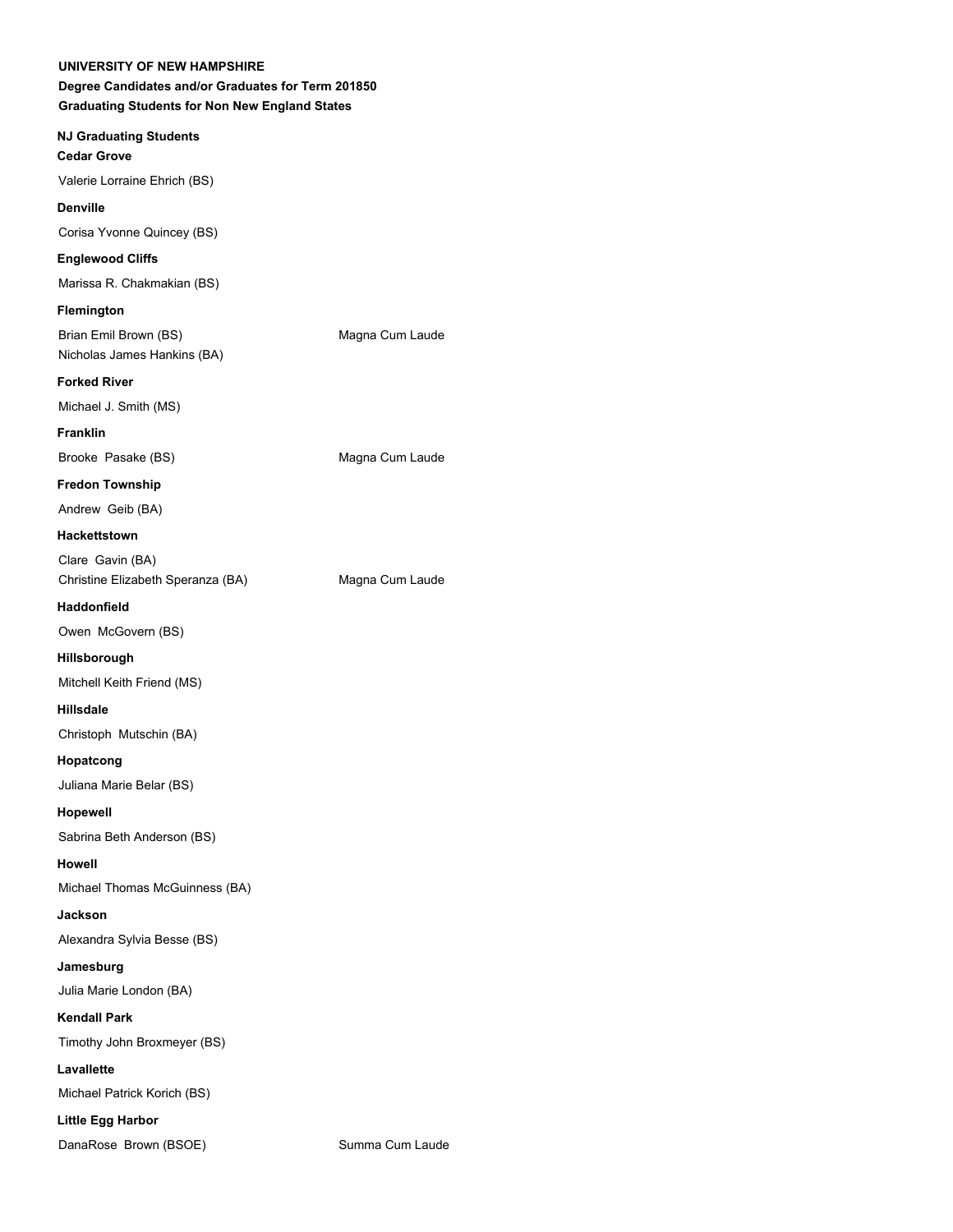**UNIVERSITY OF NEW HAMPSHIRE**

**Degree Candidates and/or Graduates for Term 201850**

**Graduating Students for Non New England States**

**NJ Graduating Students**

**Cedar Grove**

Valerie Lorraine Ehrich (BS)

**Denville**

Corisa Yvonne Quincey (BS)

**Englewood Cliffs**

Marissa R. Chakmakian (BS)

**Flemington**

Brian Emil Brown (BS) Magna Cum Laude

Nicholas James Hankins (BA)

**Forked River**

Michael J. Smith (MS)

**Franklin**

Brooke Pasake (BS) Magna Cum Laude

**Fredon Township**

Andrew Geib (BA)

**Hackettstown**

Clare Gavin (BA)

Christine Elizabeth Speranza (BA) Magna Cum Laude

**Haddonfield**

Owen McGovern (BS)

**Hillsborough**

Mitchell Keith Friend (MS)

**Hillsdale**

Christoph Mutschin (BA)

**Hopatcong**

Juliana Marie Belar (BS)

**Hopewell**

Sabrina Beth Anderson (BS)

**Howell**

Michael Thomas McGuinness (BA)

**Jackson**

Alexandra Sylvia Besse (BS)

**Jamesburg**

Julia Marie London (BA)

**Kendall Park**

Timothy John Broxmeyer (BS)

**Lavallette**

Michael Patrick Korich (BS)

**Little Egg Harbor**

DanaRose Brown (BSOE) Summa Cum Laude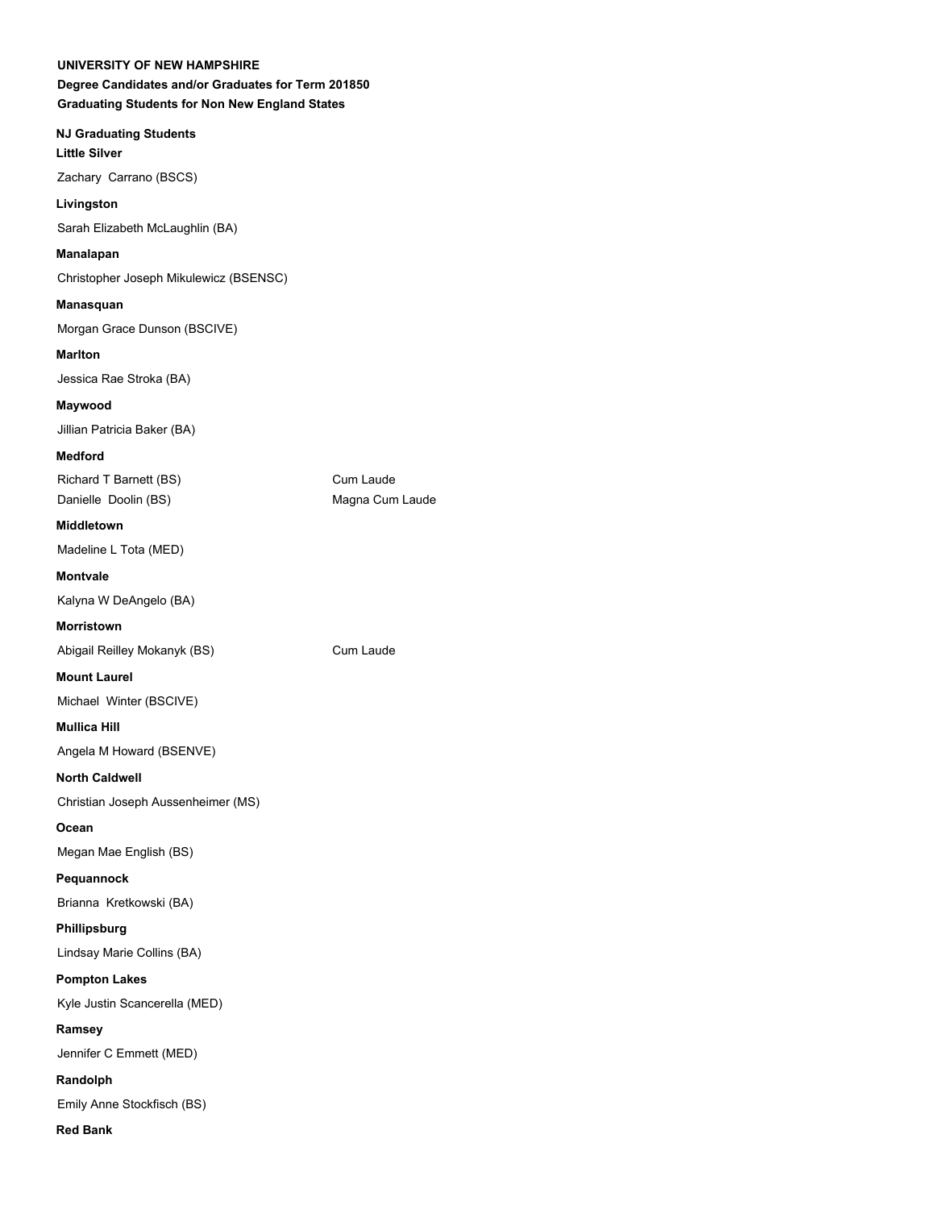**UNIVERSITY OF NEW HAMPSHIRE**

**Degree Candidates and/or Graduates for Term 201850**

**Graduating Students for Non New England States**

**NJ Graduating Students**

**Little Silver**

Zachary Carrano (BSCS)

**Livingston**

Sarah Elizabeth McLaughlin (BA)

**Manalapan**

Christopher Joseph Mikulewicz (BSENSC)

**Manasquan**

Morgan Grace Dunson (BSCIVE)

**Marlton**

Jessica Rae Stroka (BA)

**Maywood**

Jillian Patricia Baker (BA)

**Medford**

Richard T Barnett (BS) Cum Laude

Danielle Doolin (BS) Magna Cum Laude

**Middletown**

Madeline L Tota (MED)

**Montvale**

Kalyna W DeAngelo (BA)

**Morristown**

Abigail Reilley Mokanyk (BS) Cum Laude

**Mount Laurel**

Michael Winter (BSCIVE)

**Mullica Hill**

Angela M Howard (BSENVE)

**North Caldwell**

Christian Joseph Aussenheimer (MS)

**Ocean**

Megan Mae English (BS)

**Pequannock**

Brianna Kretkowski (BA)

**Phillipsburg**

Lindsay Marie Collins (BA)

**Pompton Lakes**

Kyle Justin Scancerella (MED)

**Ramsey**

Jennifer C Emmett (MED)

**Randolph**

Emily Anne Stockfisch (BS)

**Red Bank**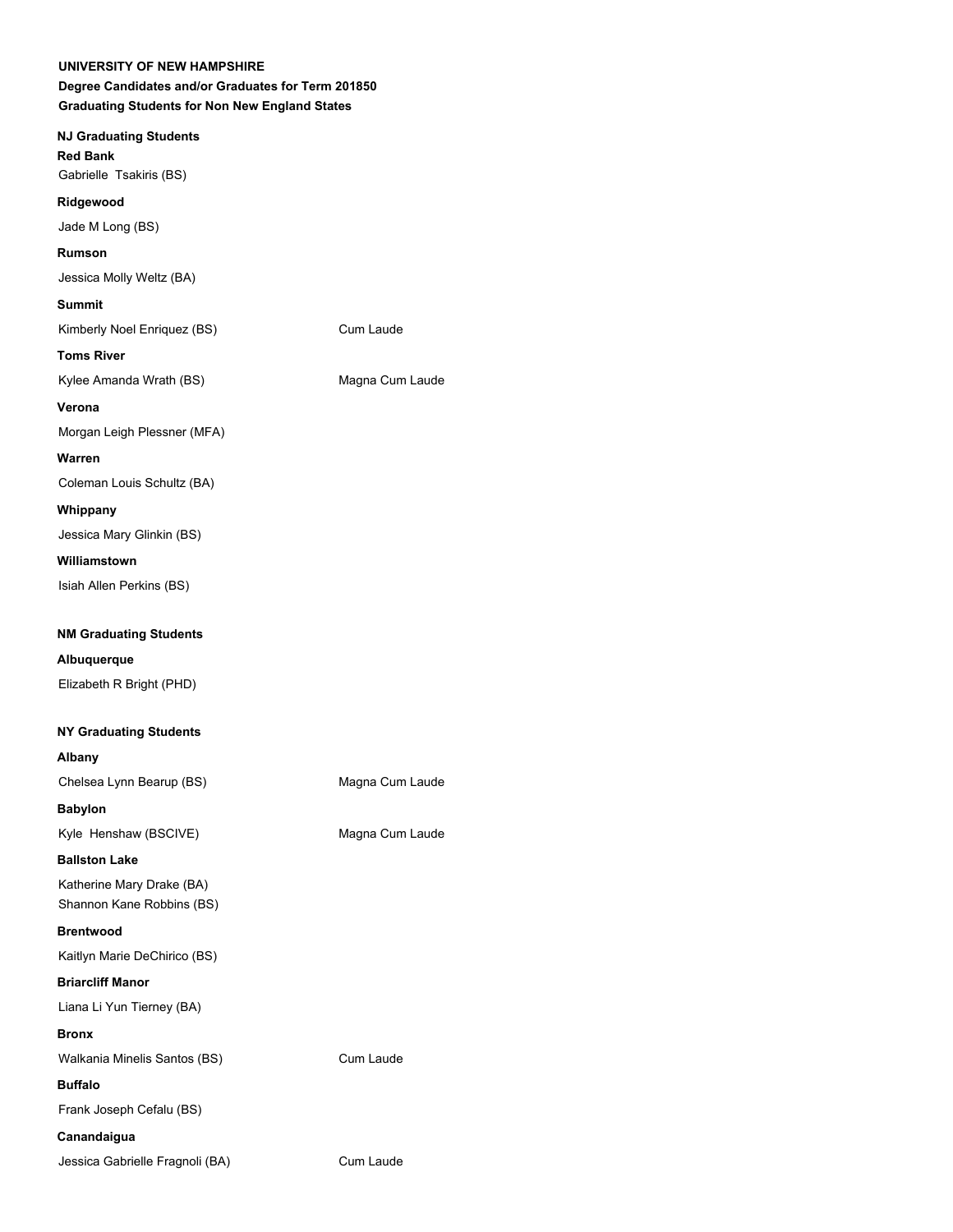**UNIVERSITY OF NEW HAMPSHIRE**

**Degree Candidates and/or Graduates for Term 201850**

**Graduating Students for Non New England States**

**NJ Graduating Students**

**Red Bank**

Gabrielle  Tsakiris (BS)

**Ridgewood**

Jade M Long (BS)

**Rumson**

Jessica Molly Weltz (BA)

**Summit**

Kimberly Noel Enriquez (BS) — Cum Laude

**Toms River**

Kylee Amanda Wrath (BS) — Magna Cum Laude

**Verona**

Morgan Leigh Plessner (MFA)

**Warren**

Coleman Louis Schultz (BA)

**Whippany**

Jessica Mary Glinkin (BS)

**Williamstown**

Isiah Allen Perkins (BS)

**NM Graduating Students**

**Albuquerque**

Elizabeth R Bright (PHD)

**NY Graduating Students**

**Albany**

Chelsea Lynn Bearup (BS) — Magna Cum Laude

**Babylon**

Kyle  Henshaw (BSCIVE) — Magna Cum Laude

**Ballston Lake**

Katherine Mary Drake (BA)

Shannon Kane Robbins (BS)

**Brentwood**

Kaitlyn Marie DeChirico (BS)

**Briarcliff Manor**

Liana Li Yun Tierney (BA)

**Bronx**

Walkania Minelis Santos (BS) — Cum Laude

**Buffalo**

Frank Joseph Cefalu (BS)

**Canandaigua**

Jessica Gabrielle Fragnoli (BA) — Cum Laude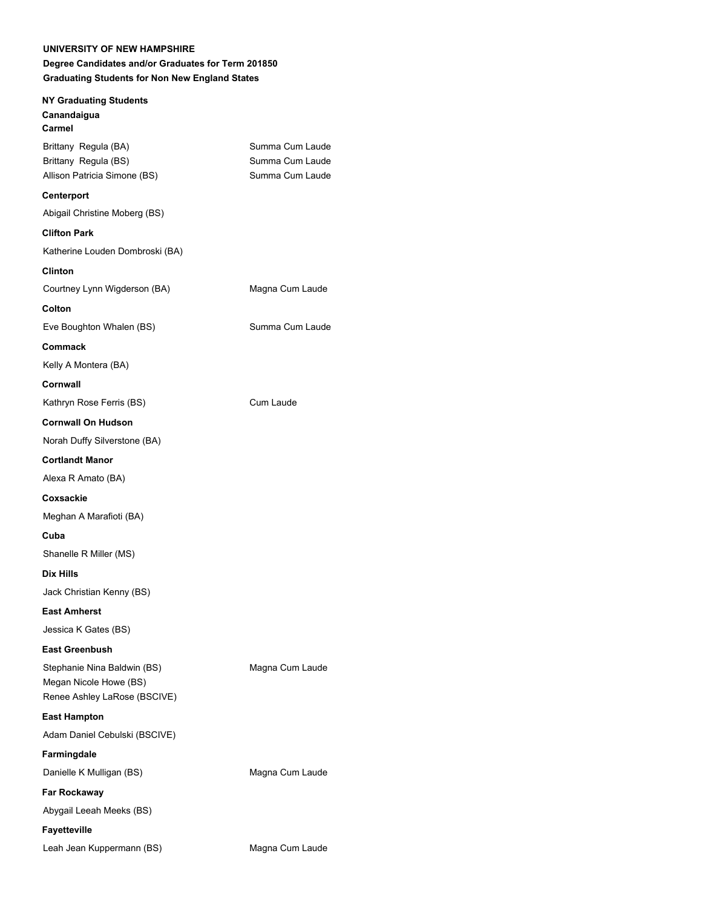**UNIVERSITY OF NEW HAMPSHIRE**

**Degree Candidates and/or Graduates for Term 201850**

**Graduating Students for Non New England States**

**NY Graduating Students**

**Canandaigua**

**Carmel**

| | |
|---|---|
| Brittany Regula (BA) | Summa Cum Laude |
| Brittany Regula (BS) | Summa Cum Laude |
| Allison Patricia Simone (BS) | Summa Cum Laude |

**Centerport**

Abigail Christine Moberg (BS)

**Clifton Park**

Katherine Louden Dombroski (BA)

**Clinton**

| | |
|---|---|
| Courtney Lynn Wigderson (BA) | Magna Cum Laude |

**Colton**

| | |
|---|---|
| Eve Boughton Whalen (BS) | Summa Cum Laude |

**Commack**

Kelly A Montera (BA)

**Cornwall**

| | |
|---|---|
| Kathryn Rose Ferris (BS) | Cum Laude |

**Cornwall On Hudson**

Norah Duffy Silverstone (BA)

**Cortlandt Manor**

Alexa R Amato (BA)

**Coxsackie**

Meghan A Marafioti (BA)

**Cuba**

Shanelle R Miller (MS)

**Dix Hills**

Jack Christian Kenny (BS)

**East Amherst**

Jessica K Gates (BS)

**East Greenbush**

| | |
|---|---|
| Stephanie Nina Baldwin (BS) | Magna Cum Laude |
| Megan Nicole Howe (BS) | |
| Renee Ashley LaRose (BSCIVE) | |

**East Hampton**

Adam Daniel Cebulski (BSCIVE)

**Farmingdale**

| | |
|---|---|
| Danielle K Mulligan (BS) | Magna Cum Laude |

**Far Rockaway**

Abygail Leeah Meeks (BS)

**Fayetteville**

| | |
|---|---|
| Leah Jean Kuppermann (BS) | Magna Cum Laude |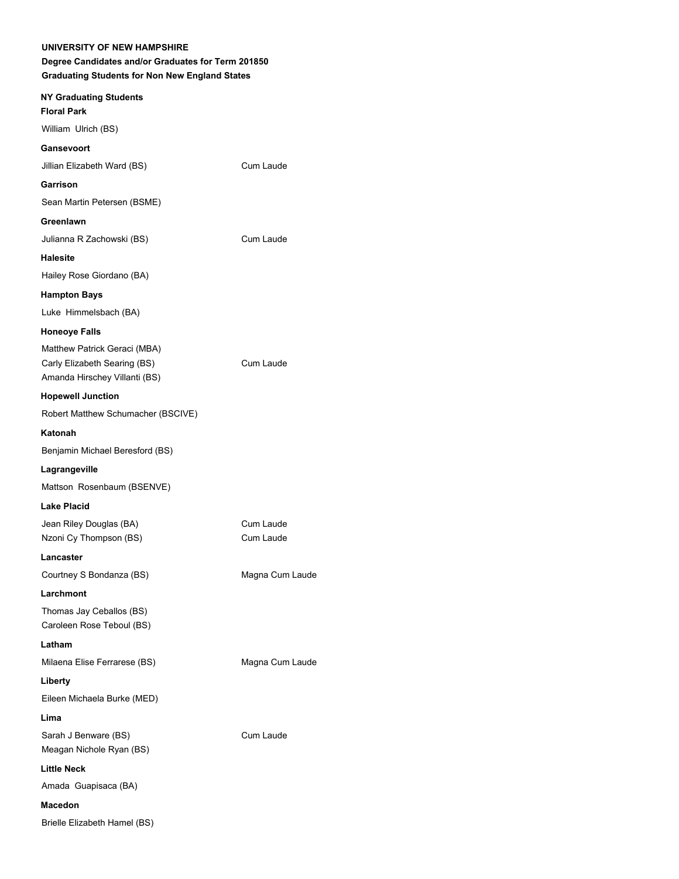**UNIVERSITY OF NEW HAMPSHIRE**

**Degree Candidates and/or Graduates for Term 201850**

**Graduating Students for Non New England States**

**NY Graduating Students**

**Floral Park**

William Ulrich (BS)

**Gansevoort**

Jillian Elizabeth Ward (BS) Cum Laude

**Garrison**

Sean Martin Petersen (BSME)

**Greenlawn**

Julianna R Zachowski (BS) Cum Laude

**Halesite**

Hailey Rose Giordano (BA)

**Hampton Bays**

Luke Himmelsbach (BA)

**Honeoye Falls**

Matthew Patrick Geraci (MBA)
Carly Elizabeth Searing (BS) Cum Laude
Amanda Hirschey Villanti (BS)

**Hopewell Junction**

Robert Matthew Schumacher (BSCIVE)

**Katonah**

Benjamin Michael Beresford (BS)

**Lagrangeville**

Mattson Rosenbaum (BSENVE)

**Lake Placid**

Jean Riley Douglas (BA) Cum Laude
Nzoni Cy Thompson (BS) Cum Laude

**Lancaster**

Courtney S Bondanza (BS) Magna Cum Laude

**Larchmont**

Thomas Jay Ceballos (BS)
Caroleen Rose Teboul (BS)

**Latham**

Milaena Elise Ferrarese (BS) Magna Cum Laude

**Liberty**

Eileen Michaela Burke (MED)

**Lima**

Sarah J Benware (BS) Cum Laude
Meagan Nichole Ryan (BS)

**Little Neck**

Amada Guapisaca (BA)

**Macedon**

Brielle Elizabeth Hamel (BS)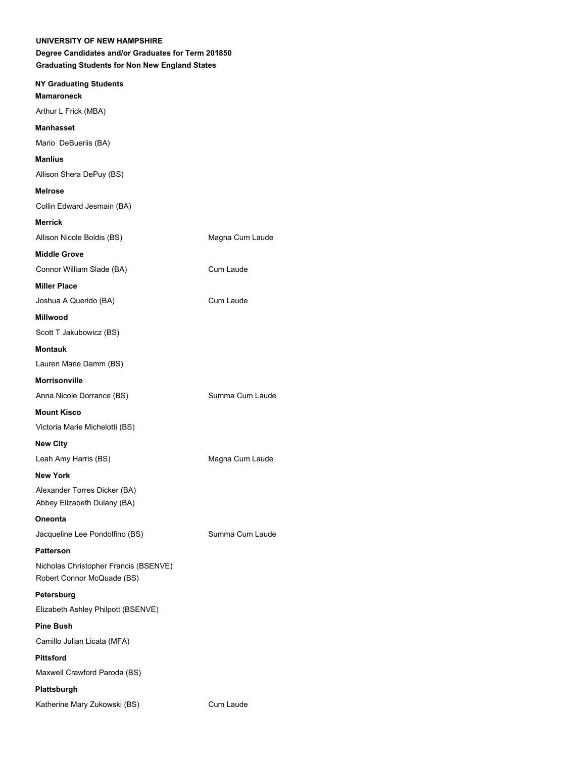**UNIVERSITY OF NEW HAMPSHIRE**

**Degree Candidates and/or Graduates for Term 201850**

**Graduating Students for Non New England States**

**NY Graduating Students**

**Mamaroneck**

Arthur L Frick (MBA)

**Manhasset**

Mario DeBueriis (BA)

**Manlius**

Allison Shera DePuy (BS)

**Melrose**

Collin Edward Jesmain (BA)

**Merrick**

Allison Nicole Boldis (BS) Magna Cum Laude

**Middle Grove**

Connor William Slade (BA) Cum Laude

**Miller Place**

Joshua A Querido (BA) Cum Laude

**Millwood**

Scott T Jakubowicz (BS)

**Montauk**

Lauren Marie Damm (BS)

**Morrisonville**

Anna Nicole Dorrance (BS) Summa Cum Laude

**Mount Kisco**

Victoria Marie Michelotti (BS)

**New City**

Leah Amy Harris (BS) Magna Cum Laude

**New York**

Alexander Torres Dicker (BA)

Abbey Elizabeth Dulany (BA)

**Oneonta**

Jacqueline Lee Pondolfino (BS) Summa Cum Laude

**Patterson**

Nicholas Christopher Francis (BSENVE)

Robert Connor McQuade (BS)

**Petersburg**

Elizabeth Ashley Philpott (BSENVE)

**Pine Bush**

Camillo Julian Licata (MFA)

**Pittsford**

Maxwell Crawford Paroda (BS)

**Plattsburgh**

Katherine Mary Zukowski (BS) Cum Laude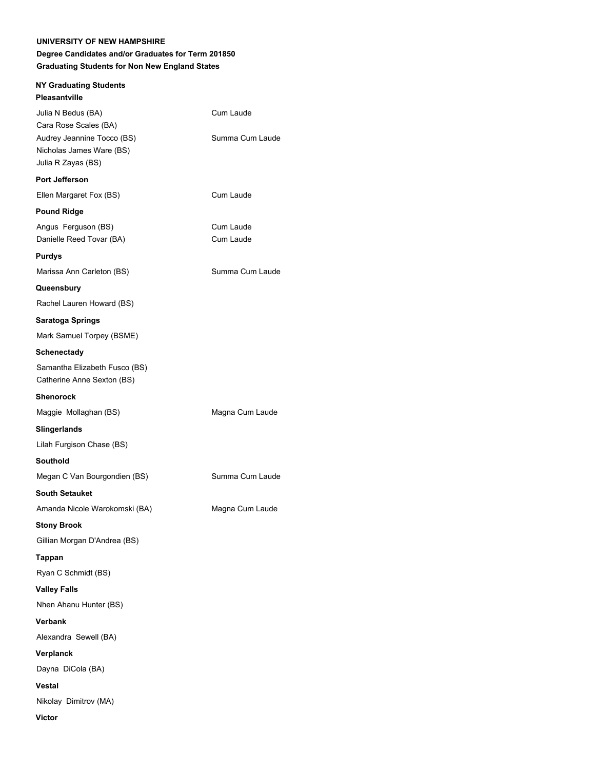**UNIVERSITY OF NEW HAMPSHIRE**

**Degree Candidates and/or Graduates for Term 201850**

**Graduating Students for Non New England States**

**NY Graduating Students**

**Pleasantville**

| | |
|---|---|
| Julia N Bedus (BA) | Cum Laude |
| Cara Rose Scales (BA) | |
| Audrey Jeannine Tocco (BS) | Summa Cum Laude |
| Nicholas James Ware (BS) | |
| Julia R Zayas (BS) | |

**Port Jefferson**

| | |
|---|---|
| Ellen Margaret Fox (BS) | Cum Laude |

**Pound Ridge**

| | |
|---|---|
| Angus Ferguson (BS) | Cum Laude |
| Danielle Reed Tovar (BA) | Cum Laude |

**Purdys**

| | |
|---|---|
| Marissa Ann Carleton (BS) | Summa Cum Laude |

**Queensbury**

Rachel Lauren Howard (BS)

**Saratoga Springs**

Mark Samuel Torpey (BSME)

**Schenectady**

Samantha Elizabeth Fusco (BS)
Catherine Anne Sexton (BS)

**Shenorock**

| | |
|---|---|
| Maggie Mollaghan (BS) | Magna Cum Laude |

**Slingerlands**

Lilah Furgison Chase (BS)

**Southold**

| | |
|---|---|
| Megan C Van Bourgondien (BS) | Summa Cum Laude |

**South Setauket**

| | |
|---|---|
| Amanda Nicole Warokomski (BA) | Magna Cum Laude |

**Stony Brook**

Gillian Morgan D'Andrea (BS)

**Tappan**

Ryan C Schmidt (BS)

**Valley Falls**

Nhen Ahanu Hunter (BS)

**Verbank**

Alexandra Sewell (BA)

**Verplanck**

Dayna DiCola (BA)

**Vestal**

Nikolay Dimitrov (MA)

**Victor**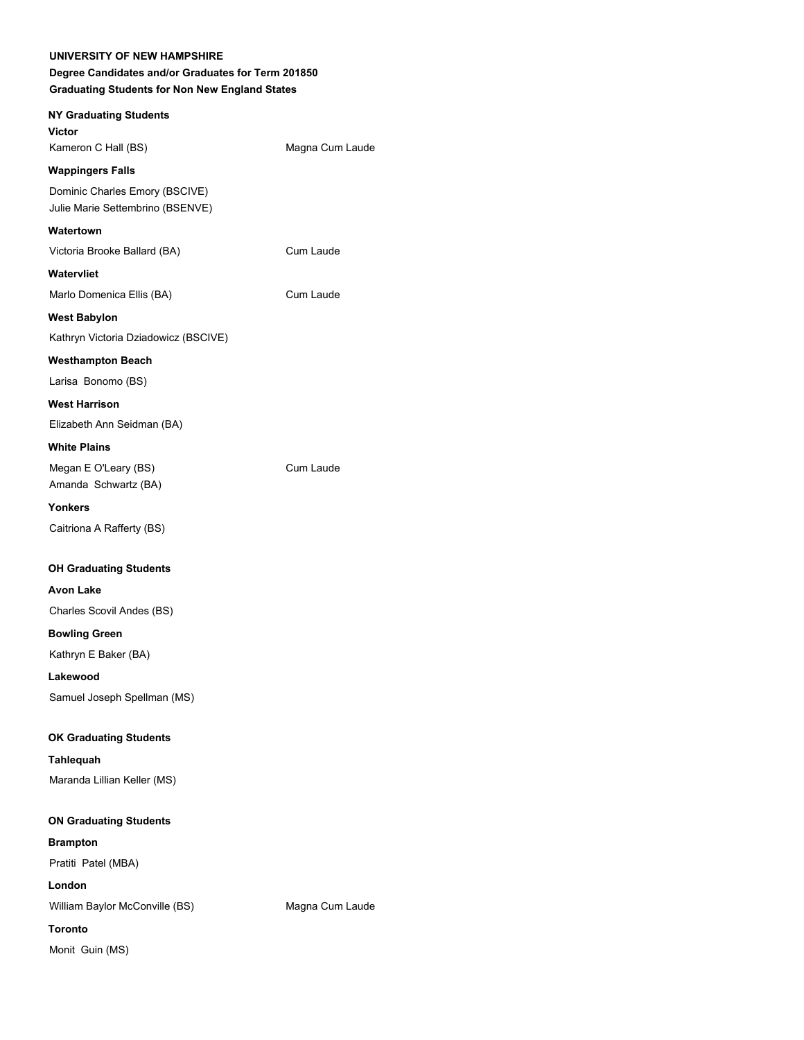**UNIVERSITY OF NEW HAMPSHIRE**

**Degree Candidates and/or Graduates for Term 201850**

**Graduating Students for Non New England States**

## NY Graduating Students

### Victor

Kameron C Hall (BS) — Magna Cum Laude

### Wappingers Falls

Dominic Charles Emory (BSCIVE)
Julie Marie Settembrino (BSENVE)

### Watertown

Victoria Brooke Ballard (BA) — Cum Laude

### Watervliet

Marlo Domenica Ellis (BA) — Cum Laude

### West Babylon

Kathryn Victoria Dziadowicz (BSCIVE)

### Westhampton Beach

Larisa Bonomo (BS)

### West Harrison

Elizabeth Ann Seidman (BA)

### White Plains

Megan E O'Leary (BS) — Cum Laude
Amanda Schwartz (BA)

### Yonkers

Caitriona A Rafferty (BS)

## OH Graduating Students

### Avon Lake

Charles Scovil Andes (BS)

### Bowling Green

Kathryn E Baker (BA)

### Lakewood

Samuel Joseph Spellman (MS)

## OK Graduating Students

### Tahlequah

Maranda Lillian Keller (MS)

## ON Graduating Students

### Brampton

Pratiti Patel (MBA)

### London

William Baylor McConville (BS) — Magna Cum Laude

### Toronto

Monit Guin (MS)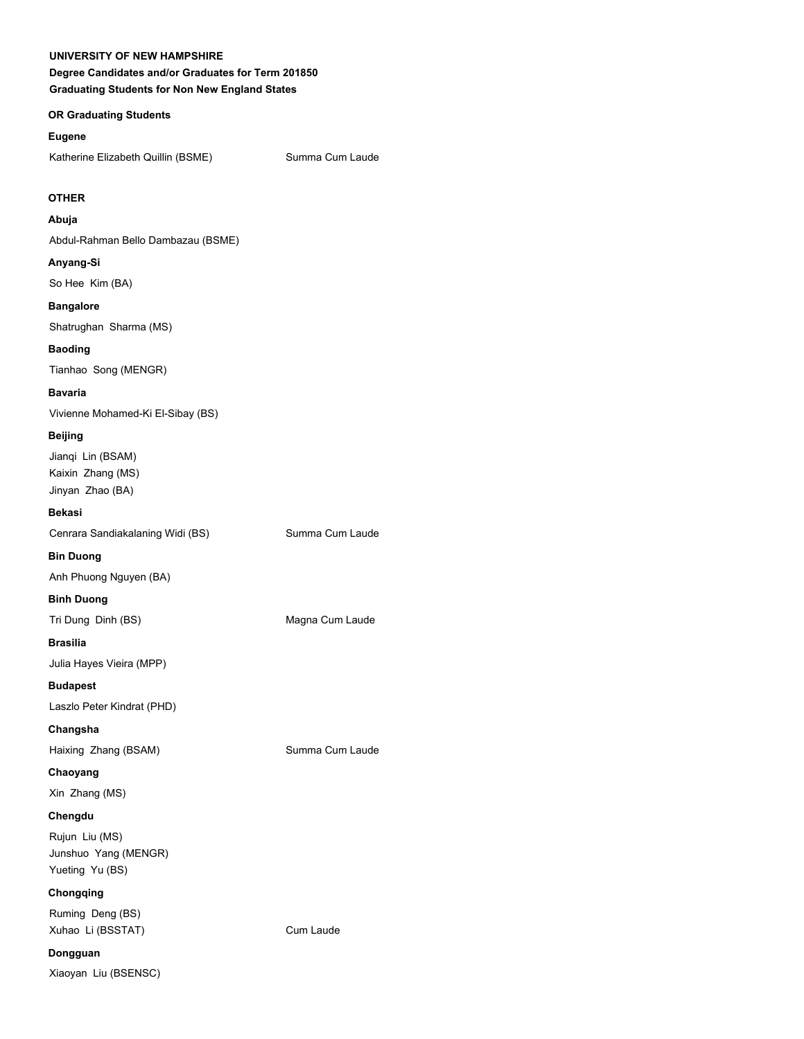**UNIVERSITY OF NEW HAMPSHIRE**

**Degree Candidates and/or Graduates for Term 201850**

**Graduating Students for Non New England States**

**OR Graduating Students**

**Eugene**

Katherine Elizabeth Quillin (BSME) Summa Cum Laude

**OTHER**

**Abuja**

Abdul-Rahman Bello Dambazau (BSME)

**Anyang-Si**

So Hee Kim (BA)

**Bangalore**

Shatrughan Sharma (MS)

**Baoding**

Tianhao Song (MENGR)

**Bavaria**

Vivienne Mohamed-Ki El-Sibay (BS)

**Beijing**

Jianqi Lin (BSAM)
Kaixin Zhang (MS)
Jinyan Zhao (BA)

**Bekasi**

Cenrara Sandiakalaning Widi (BS) Summa Cum Laude

**Bin Duong**

Anh Phuong Nguyen (BA)

**Binh Duong**

Tri Dung Dinh (BS) Magna Cum Laude

**Brasilia**

Julia Hayes Vieira (MPP)

**Budapest**

Laszlo Peter Kindrat (PHD)

**Changsha**

Haixing Zhang (BSAM) Summa Cum Laude

**Chaoyang**

Xin Zhang (MS)

**Chengdu**

Rujun Liu (MS)
Junshuo Yang (MENGR)
Yueting Yu (BS)

**Chongqing**

Ruming Deng (BS)
Xuhao Li (BSSTAT) Cum Laude

**Dongguan**

Xiaoyan Liu (BSENSC)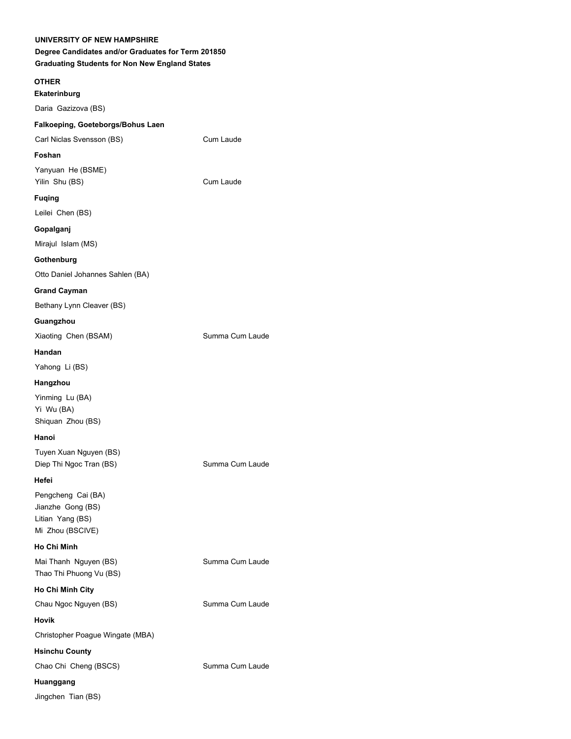**UNIVERSITY OF NEW HAMPSHIRE**

**Degree Candidates and/or Graduates for Term 201850**

**Graduating Students for Non New England States**

**OTHER**

**Ekaterinburg**

Daria Gazizova (BS)

**Falkoeping, Goeteborgs/Bohus Laen**

Carl Niclas Svensson (BS) Cum Laude

**Foshan**

Yanyuan He (BSME)
Yilin Shu (BS) Cum Laude

**Fuqing**

Leilei Chen (BS)

**Gopalganj**

Mirajul Islam (MS)

**Gothenburg**

Otto Daniel Johannes Sahlen (BA)

**Grand Cayman**

Bethany Lynn Cleaver (BS)

**Guangzhou**

Xiaoting Chen (BSAM) Summa Cum Laude

**Handan**

Yahong Li (BS)

**Hangzhou**

Yinming Lu (BA)
Yi Wu (BA)
Shiquan Zhou (BS)

**Hanoi**

Tuyen Xuan Nguyen (BS)
Diep Thi Ngoc Tran (BS) Summa Cum Laude

**Hefei**

Pengcheng Cai (BA)
Jianzhe Gong (BS)
Litian Yang (BS)
Mi Zhou (BSCIVE)

**Ho Chi Minh**

Mai Thanh Nguyen (BS) Summa Cum Laude
Thao Thi Phuong Vu (BS)

**Ho Chi Minh City**

Chau Ngoc Nguyen (BS) Summa Cum Laude

**Hovik**

Christopher Poague Wingate (MBA)

**Hsinchu County**

Chao Chi Cheng (BSCS) Summa Cum Laude

**Huanggang**

Jingchen Tian (BS)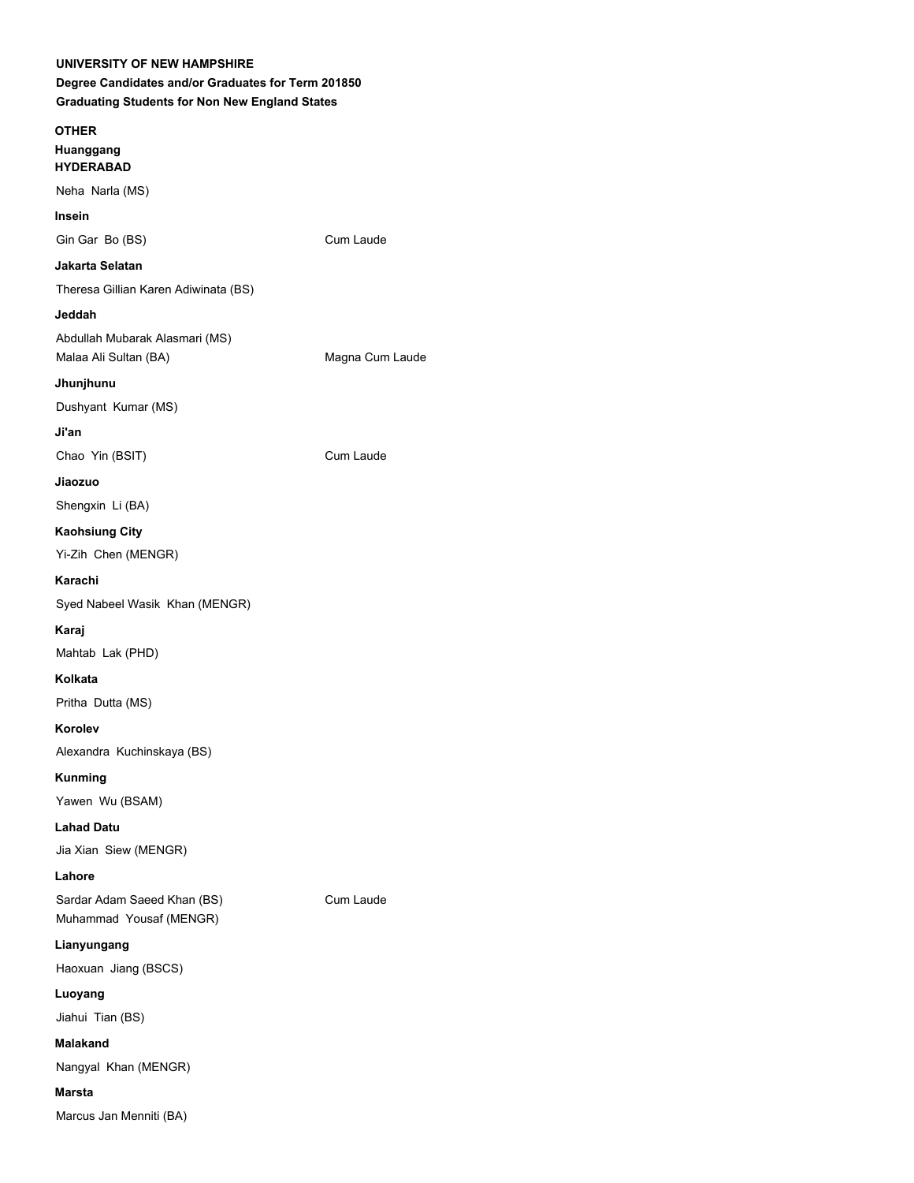**UNIVERSITY OF NEW HAMPSHIRE**

**Degree Candidates and/or Graduates for Term 201850**

**Graduating Students for Non New England States**

**OTHER**

**Huanggang**

**HYDERABAD**

Neha Narla (MS)

**Insein**

Gin Gar Bo (BS) Cum Laude

**Jakarta Selatan**

Theresa Gillian Karen Adiwinata (BS)

**Jeddah**

Abdullah Mubarak Alasmari (MS)

Malaa Ali Sultan (BA) Magna Cum Laude

**Jhunjhunu**

Dushyant Kumar (MS)

**Ji'an**

Chao Yin (BSIT) Cum Laude

**Jiaozuo**

Shengxin Li (BA)

**Kaohsiung City**

Yi-Zih Chen (MENGR)

**Karachi**

Syed Nabeel Wasik Khan (MENGR)

**Karaj**

Mahtab Lak (PHD)

**Kolkata**

Pritha Dutta (MS)

**Korolev**

Alexandra Kuchinskaya (BS)

**Kunming**

Yawen Wu (BSAM)

**Lahad Datu**

Jia Xian Siew (MENGR)

**Lahore**

Sardar Adam Saeed Khan (BS) Cum Laude

Muhammad Yousaf (MENGR)

**Lianyungang**

Haoxuan Jiang (BSCS)

**Luoyang**

Jiahui Tian (BS)

**Malakand**

Nangyal Khan (MENGR)

**Marsta**

Marcus Jan Menniti (BA)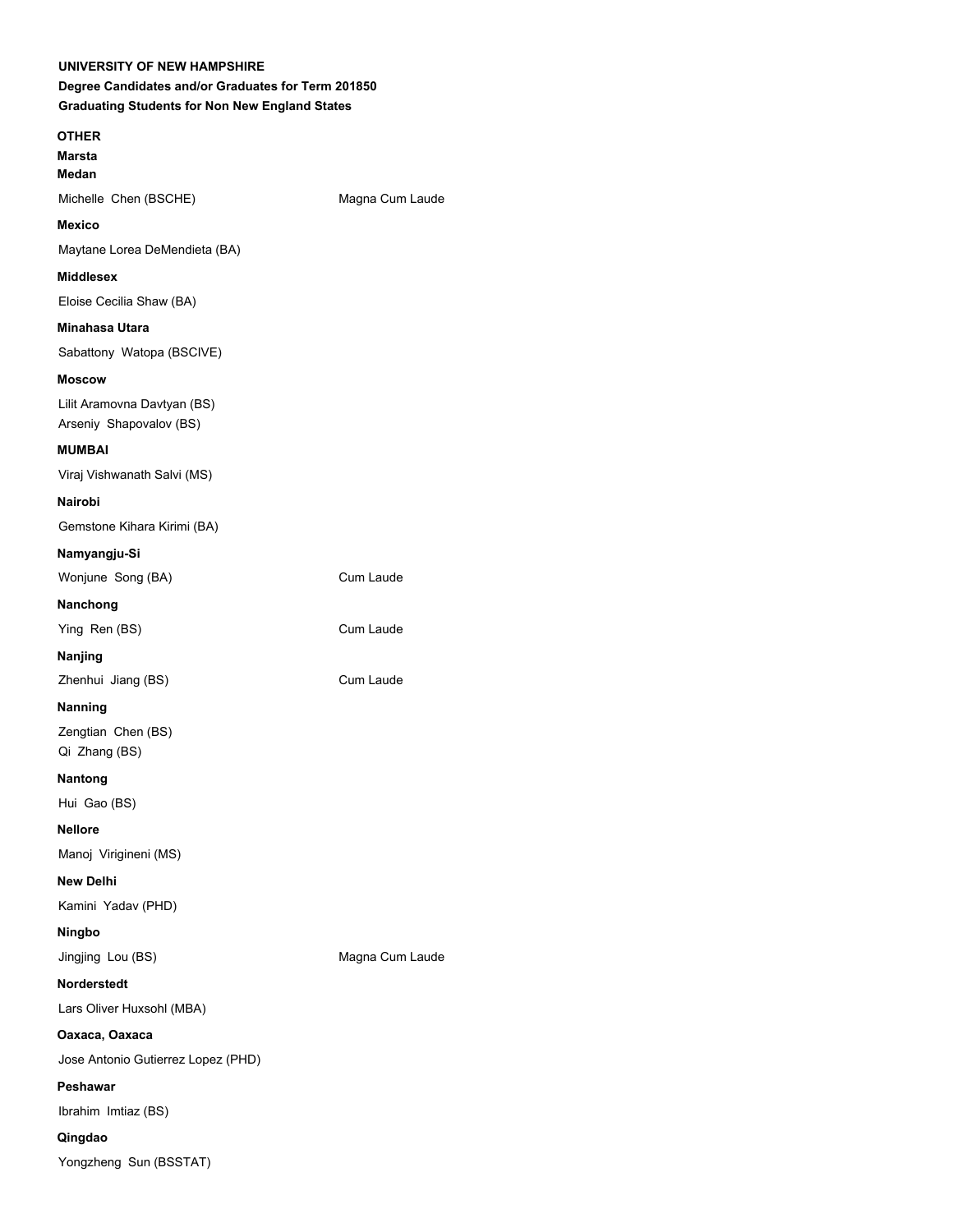**UNIVERSITY OF NEW HAMPSHIRE**
**Degree Candidates and/or Graduates for Term 201850**
**Graduating Students for Non New England States**

**OTHER**

**Marsta**

**Medan**

| | |
|---|---|
| Michelle Chen (BSCHE) | Magna Cum Laude |

**Mexico**

Maytane Lorea DeMendieta (BA)

**Middlesex**

Eloise Cecilia Shaw (BA)

**Minahasa Utara**

Sabattony Watopa (BSCIVE)

**Moscow**

Lilit Aramovna Davtyan (BS)
Arseniy Shapovalov (BS)

**MUMBAI**

Viraj Vishwanath Salvi (MS)

**Nairobi**

Gemstone Kihara Kirimi (BA)

**Namyangju-Si**

| | |
|---|---|
| Wonjune Song (BA) | Cum Laude |

**Nanchong**

| | |
|---|---|
| Ying Ren (BS) | Cum Laude |

**Nanjing**

| | |
|---|---|
| Zhenhui Jiang (BS) | Cum Laude |

**Nanning**

Zengtian Chen (BS)
Qi Zhang (BS)

**Nantong**

Hui Gao (BS)

**Nellore**

Manoj Virigineni (MS)

**New Delhi**

Kamini Yadav (PHD)

**Ningbo**

| | |
|---|---|
| Jingjing Lou (BS) | Magna Cum Laude |

**Norderstedt**

Lars Oliver Huxsohl (MBA)

**Oaxaca, Oaxaca**

Jose Antonio Gutierrez Lopez (PHD)

**Peshawar**

Ibrahim Imtiaz (BS)

**Qingdao**

Yongzheng Sun (BSSTAT)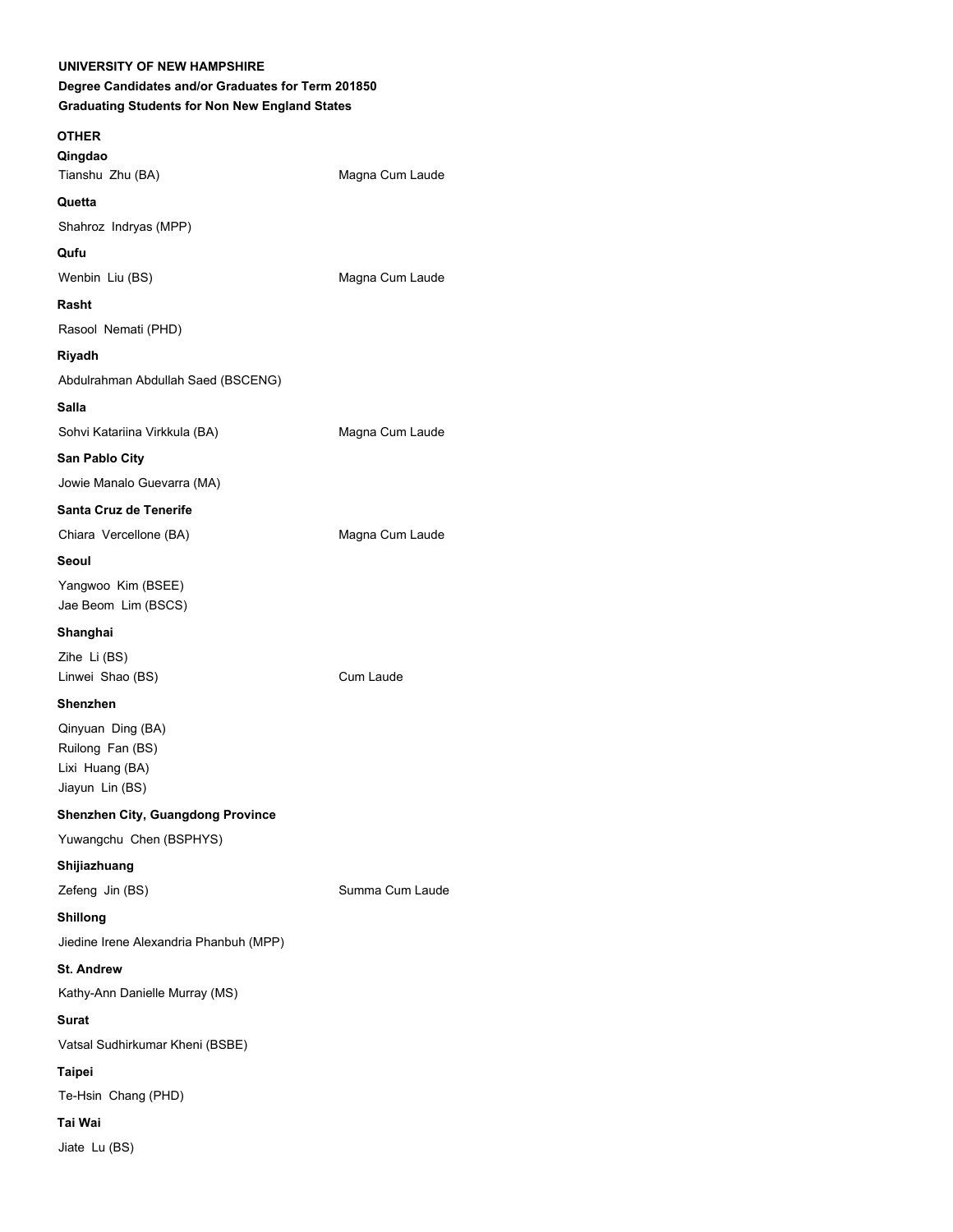**UNIVERSITY OF NEW HAMPSHIRE**

**Degree Candidates and/or Graduates for Term 201850**

**Graduating Students for Non New England States**

**OTHER**

**Qingdao**

Tianshu Zhu (BA) — Magna Cum Laude

**Quetta**

Shahroz Indryas (MPP)

**Qufu**

Wenbin Liu (BS) — Magna Cum Laude

**Rasht**

Rasool Nemati (PHD)

**Riyadh**

Abdulrahman Abdullah Saed (BSCENG)

**Salla**

Sohvi Katariina Virkkula (BA) — Magna Cum Laude

**San Pablo City**

Jowie Manalo Guevarra (MA)

**Santa Cruz de Tenerife**

Chiara Vercellone (BA) — Magna Cum Laude

**Seoul**

Yangwoo Kim (BSEE)
Jae Beom Lim (BSCS)

**Shanghai**

Zihe Li (BS)
Linwei Shao (BS) — Cum Laude

**Shenzhen**

Qinyuan Ding (BA)
Ruilong Fan (BS)
Lixi Huang (BA)
Jiayun Lin (BS)

**Shenzhen City, Guangdong Province**

Yuwangchu Chen (BSPHYS)

**Shijiazhuang**

Zefeng Jin (BS) — Summa Cum Laude

**Shillong**

Jiedine Irene Alexandria Phanbuh (MPP)

**St. Andrew**

Kathy-Ann Danielle Murray (MS)

**Surat**

Vatsal Sudhirkumar Kheni (BSBE)

**Taipei**

Te-Hsin Chang (PHD)

**Tai Wai**

Jiate Lu (BS)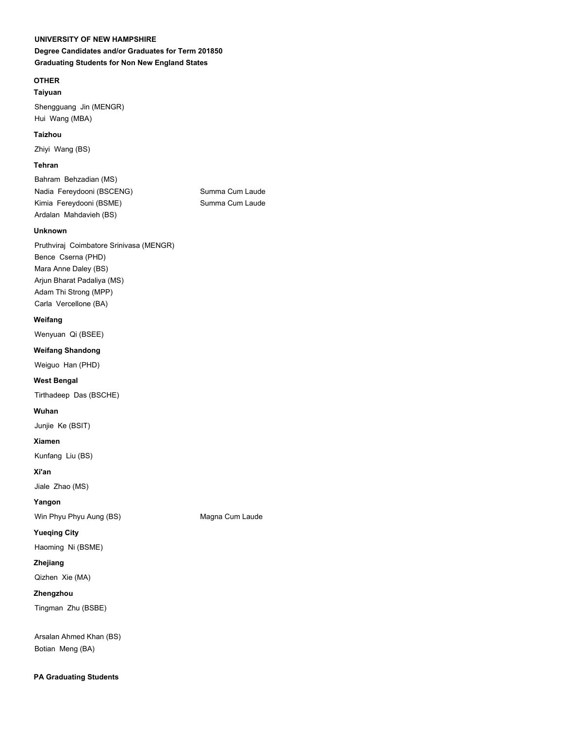**UNIVERSITY OF NEW HAMPSHIRE**

**Degree Candidates and/or Graduates for Term 201850**

**Graduating Students for Non New England States**

**OTHER**

**Taiyuan**

Shengguang Jin (MENGR)
Hui Wang (MBA)

**Taizhou**

Zhiyi Wang (BS)

**Tehran**

Bahram Behzadian (MS)
Nadia Fereydooni (BSCENG) Summa Cum Laude
Kimia Fereydooni (BSME) Summa Cum Laude
Ardalan Mahdavieh (BS)

**Unknown**

Pruthviraj Coimbatore Srinivasa (MENGR)
Bence Cserna (PHD)
Mara Anne Daley (BS)
Arjun Bharat Padaliya (MS)
Adam Thi Strong (MPP)
Carla Vercellone (BA)

**Weifang**

Wenyuan Qi (BSEE)

**Weifang Shandong**

Weiguo Han (PHD)

**West Bengal**

Tirthadeep Das (BSCHE)

**Wuhan**

Junjie Ke (BSIT)

**Xiamen**

Kunfang Liu (BS)

**Xi'an**

Jiale Zhao (MS)

**Yangon**

Win Phyu Phyu Aung (BS) Magna Cum Laude

**Yueqing City**

Haoming Ni (BSME)

**Zhejiang**

Qizhen Xie (MA)

**Zhengzhou**

Tingman Zhu (BSBE)

Arsalan Ahmed Khan (BS)
Botian Meng (BA)

**PA Graduating Students**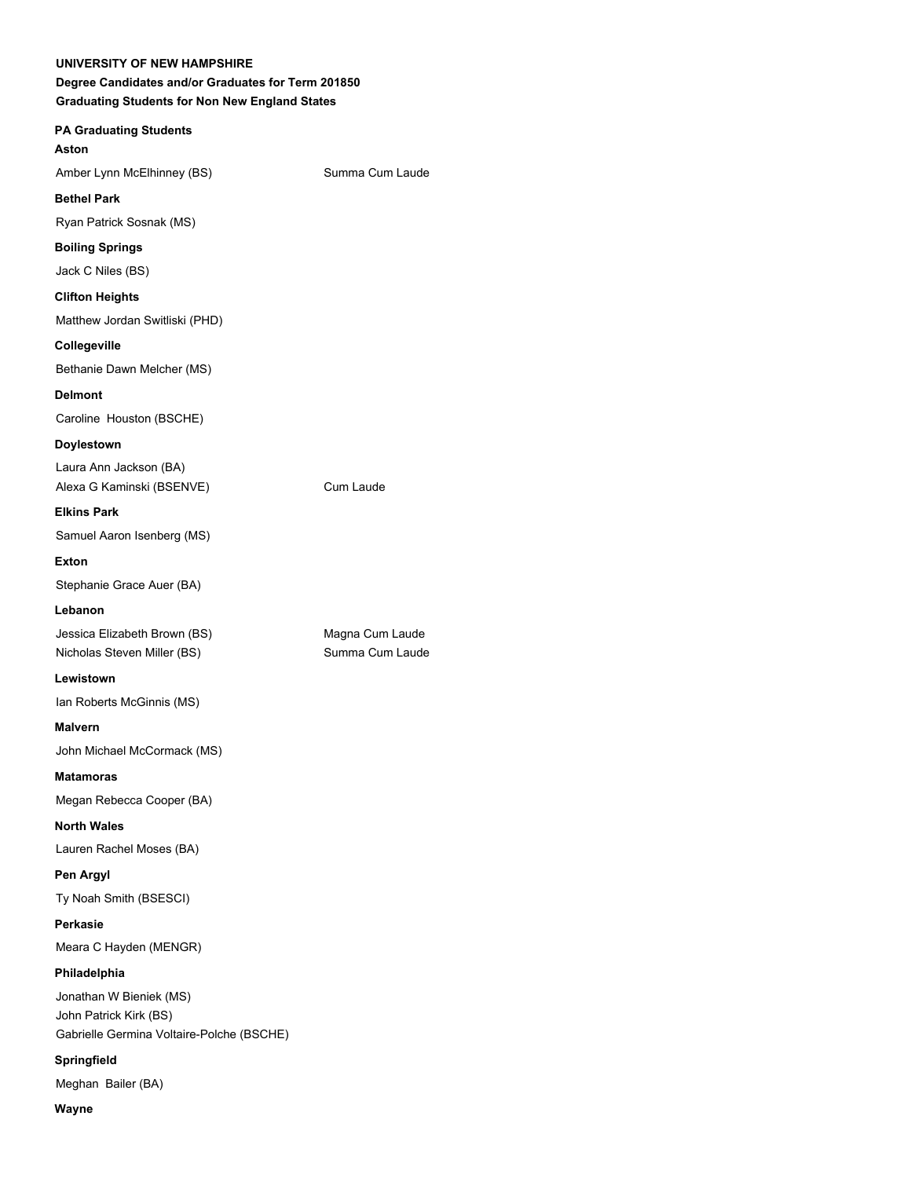**UNIVERSITY OF NEW HAMPSHIRE**

**Degree Candidates and/or Graduates for Term 201850**

**Graduating Students for Non New England States**

**PA Graduating Students**

**Aston**

Amber Lynn McElhinney (BS) Summa Cum Laude

**Bethel Park**

Ryan Patrick Sosnak (MS)

**Boiling Springs**

Jack C Niles (BS)

**Clifton Heights**

Matthew Jordan Switliski (PHD)

**Collegeville**

Bethanie Dawn Melcher (MS)

**Delmont**

Caroline Houston (BSCHE)

**Doylestown**

Laura Ann Jackson (BA)

Alexa G Kaminski (BSENVE) Cum Laude

**Elkins Park**

Samuel Aaron Isenberg (MS)

**Exton**

Stephanie Grace Auer (BA)

**Lebanon**

Jessica Elizabeth Brown (BS) Magna Cum Laude

Nicholas Steven Miller (BS) Summa Cum Laude

**Lewistown**

Ian Roberts McGinnis (MS)

**Malvern**

John Michael McCormack (MS)

**Matamoras**

Megan Rebecca Cooper (BA)

**North Wales**

Lauren Rachel Moses (BA)

**Pen Argyl**

Ty Noah Smith (BSESCI)

**Perkasie**

Meara C Hayden (MENGR)

**Philadelphia**

Jonathan W Bieniek (MS)

John Patrick Kirk (BS)

Gabrielle Germina Voltaire-Polche (BSCHE)

**Springfield**

Meghan Bailer (BA)

**Wayne**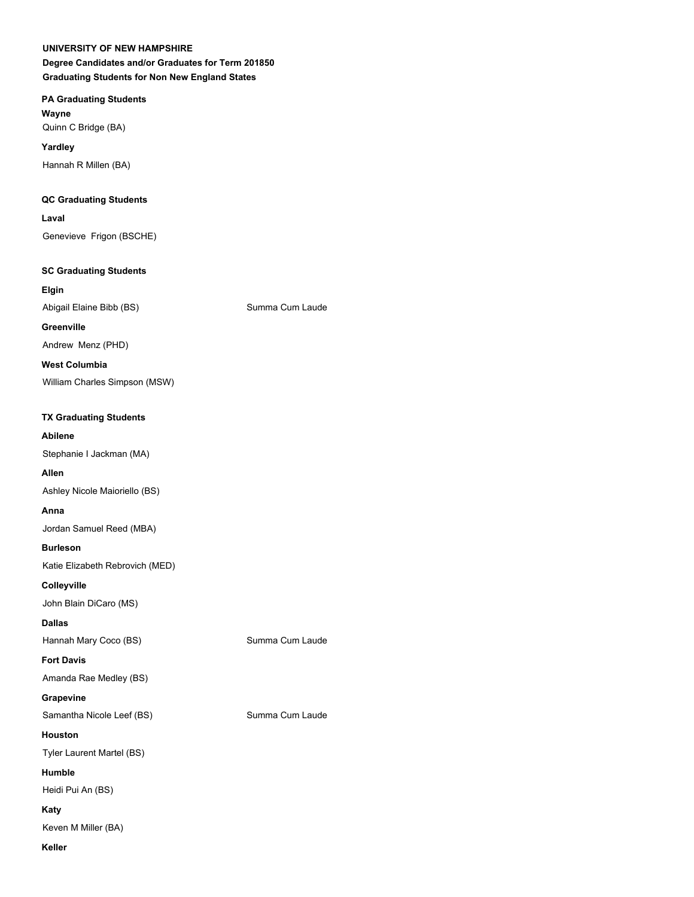**UNIVERSITY OF NEW HAMPSHIRE**

**Degree Candidates and/or Graduates for Term 201850**

**Graduating Students for Non New England States**

**PA Graduating Students**

**Wayne**

Quinn C Bridge (BA)

**Yardley**

Hannah R Millen (BA)

**QC Graduating Students**

**Laval**

Genevieve  Frigon (BSCHE)

**SC Graduating Students**

**Elgin**

Abigail Elaine Bibb (BS) Summa Cum Laude

**Greenville**

Andrew  Menz (PHD)

**West Columbia**

William Charles Simpson (MSW)

**TX Graduating Students**

**Abilene**

Stephanie I Jackman (MA)

**Allen**

Ashley Nicole Maioriello (BS)

**Anna**

Jordan Samuel Reed (MBA)

**Burleson**

Katie Elizabeth Rebrovich (MED)

**Colleyville**

John Blain DiCaro (MS)

**Dallas**

Hannah Mary Coco (BS) Summa Cum Laude

**Fort Davis**

Amanda Rae Medley (BS)

**Grapevine**

Samantha Nicole Leef (BS) Summa Cum Laude

**Houston**

Tyler Laurent Martel (BS)

**Humble**

Heidi Pui An (BS)

**Katy**

Keven M Miller (BA)

**Keller**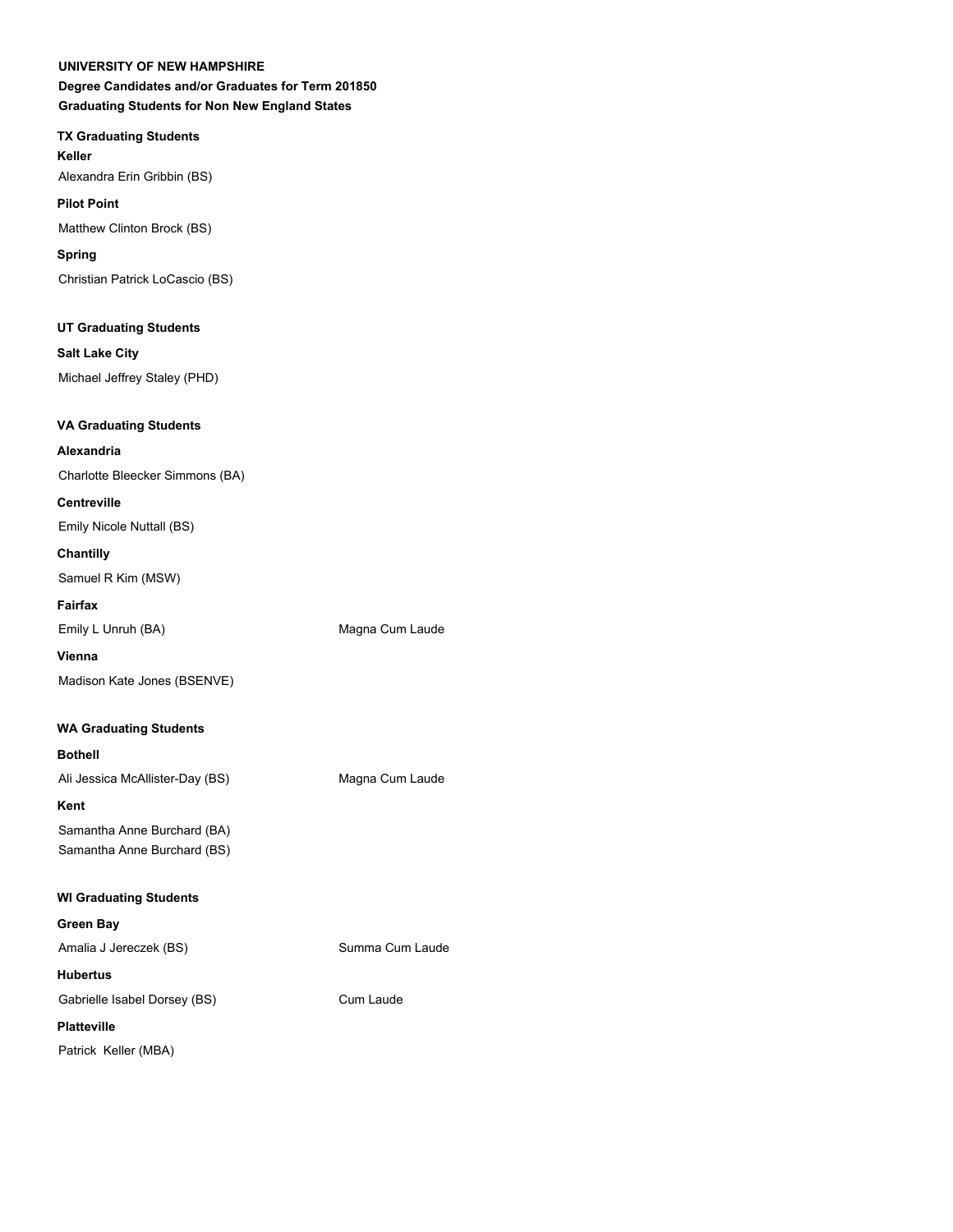**UNIVERSITY OF NEW HAMPSHIRE**
**Degree Candidates and/or Graduates for Term 201850**
**Graduating Students for Non New England States**

**TX Graduating Students**

**Keller**

Alexandra Erin Gribbin (BS)

**Pilot Point**

Matthew Clinton Brock (BS)

**Spring**

Christian Patrick LoCascio (BS)

**UT Graduating Students**

**Salt Lake City**

Michael Jeffrey Staley (PHD)

**VA Graduating Students**

**Alexandria**

Charlotte Bleecker Simmons (BA)

**Centreville**

Emily Nicole Nuttall (BS)

**Chantilly**

Samuel R Kim (MSW)

**Fairfax**

Emily L Unruh (BA) Magna Cum Laude

**Vienna**

Madison Kate Jones (BSENVE)

**WA Graduating Students**

**Bothell**

Ali Jessica McAllister-Day (BS) Magna Cum Laude

**Kent**

Samantha Anne Burchard (BA)
Samantha Anne Burchard (BS)

**WI Graduating Students**

**Green Bay**

Amalia J Jereczek (BS) Summa Cum Laude

**Hubertus**

Gabrielle Isabel Dorsey (BS) Cum Laude

**Platteville**

Patrick Keller (MBA)